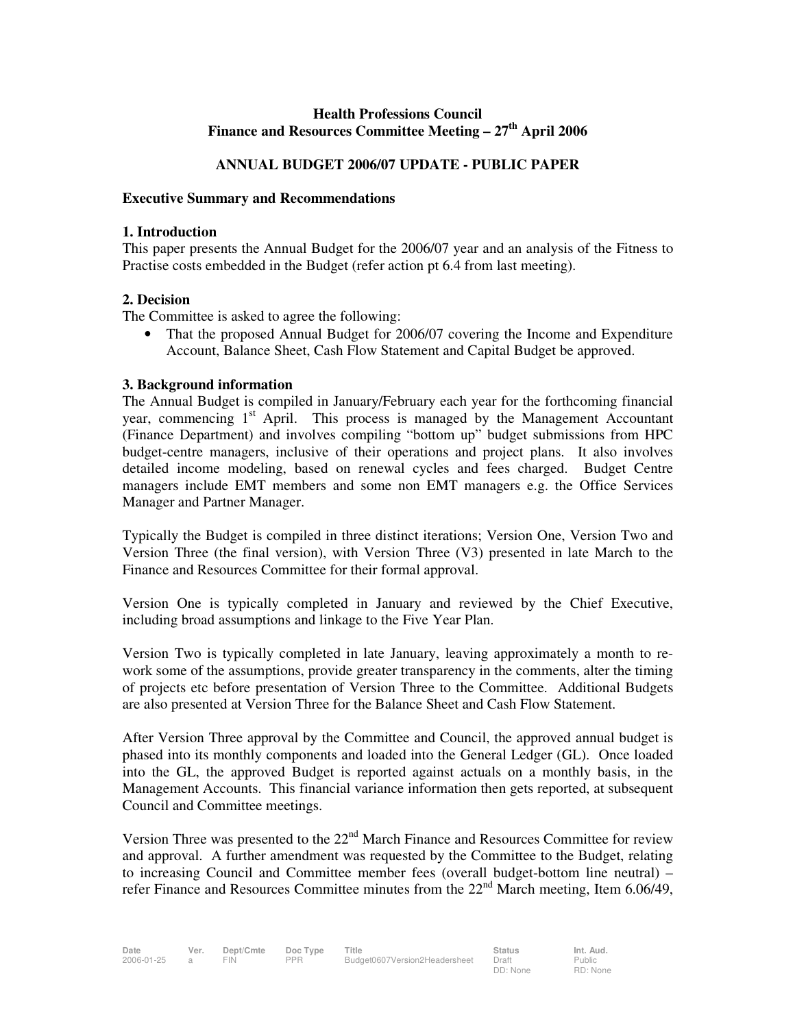**Health Professions Council**
**Finance and Resources Committee Meeting – 27th April 2006**

**ANNUAL BUDGET 2006/07 UPDATE - PUBLIC PAPER**

**Executive Summary and Recommendations**

**1. Introduction**

This paper presents the Annual Budget for the 2006/07 year and an analysis of the Fitness to Practise costs embedded in the Budget (refer action pt 6.4 from last meeting).

**2. Decision**

The Committee is asked to agree the following:

- That the proposed Annual Budget for 2006/07 covering the Income and Expenditure Account, Balance Sheet, Cash Flow Statement and Capital Budget be approved.

**3. Background information**

The Annual Budget is compiled in January/February each year for the forthcoming financial year, commencing 1st April. This process is managed by the Management Accountant (Finance Department) and involves compiling "bottom up" budget submissions from HPC budget-centre managers, inclusive of their operations and project plans. It also involves detailed income modeling, based on renewal cycles and fees charged. Budget Centre managers include EMT members and some non EMT managers e.g. the Office Services Manager and Partner Manager.

Typically the Budget is compiled in three distinct iterations; Version One, Version Two and Version Three (the final version), with Version Three (V3) presented in late March to the Finance and Resources Committee for their formal approval.

Version One is typically completed in January and reviewed by the Chief Executive, including broad assumptions and linkage to the Five Year Plan.

Version Two is typically completed in late January, leaving approximately a month to re-work some of the assumptions, provide greater transparency in the comments, alter the timing of projects etc before presentation of Version Three to the Committee. Additional Budgets are also presented at Version Three for the Balance Sheet and Cash Flow Statement.

After Version Three approval by the Committee and Council, the approved annual budget is phased into its monthly components and loaded into the General Ledger (GL). Once loaded into the GL, the approved Budget is reported against actuals on a monthly basis, in the Management Accounts. This financial variance information then gets reported, at subsequent Council and Committee meetings.

Version Three was presented to the 22nd March Finance and Resources Committee for review and approval. A further amendment was requested by the Committee to the Budget, relating to increasing Council and Committee member fees (overall budget-bottom line neutral) – refer Finance and Resources Committee minutes from the 22nd March meeting, Item 6.06/49,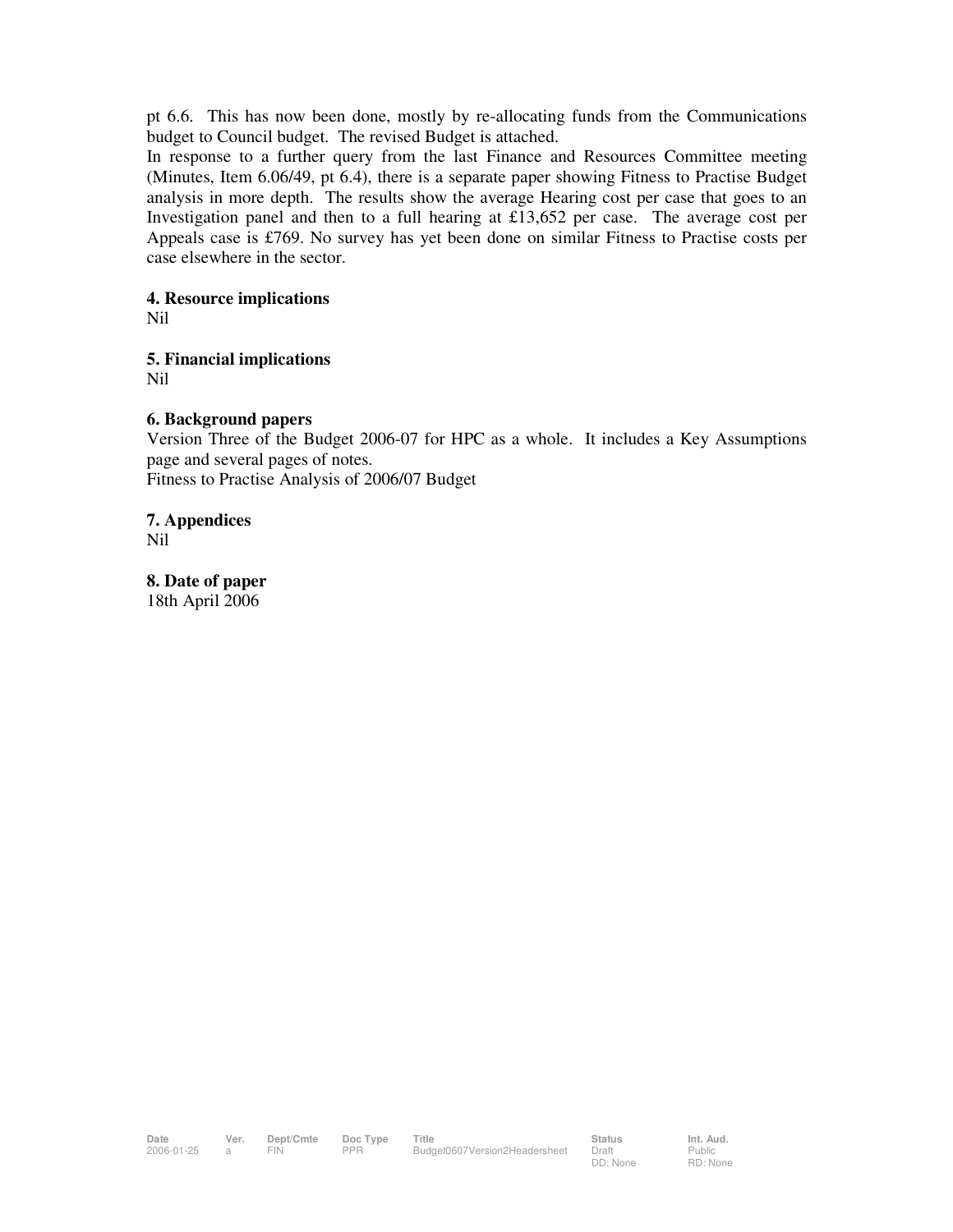pt 6.6. This has now been done, mostly by re-allocating funds from the Communications budget to Council budget. The revised Budget is attached.

In response to a further query from the last Finance and Resources Committee meeting (Minutes, Item 6.06/49, pt 6.4), there is a separate paper showing Fitness to Practise Budget analysis in more depth. The results show the average Hearing cost per case that goes to an Investigation panel and then to a full hearing at £13,652 per case. The average cost per Appeals case is £769. No survey has yet been done on similar Fitness to Practise costs per case elsewhere in the sector.

**4. Resource implications**

Nil

**5. Financial implications**

Nil

**6. Background papers**

Version Three of the Budget 2006-07 for HPC as a whole. It includes a Key Assumptions page and several pages of notes.

Fitness to Practise Analysis of 2006/07 Budget

**7. Appendices**

Nil

**8. Date of paper**

18th April 2006